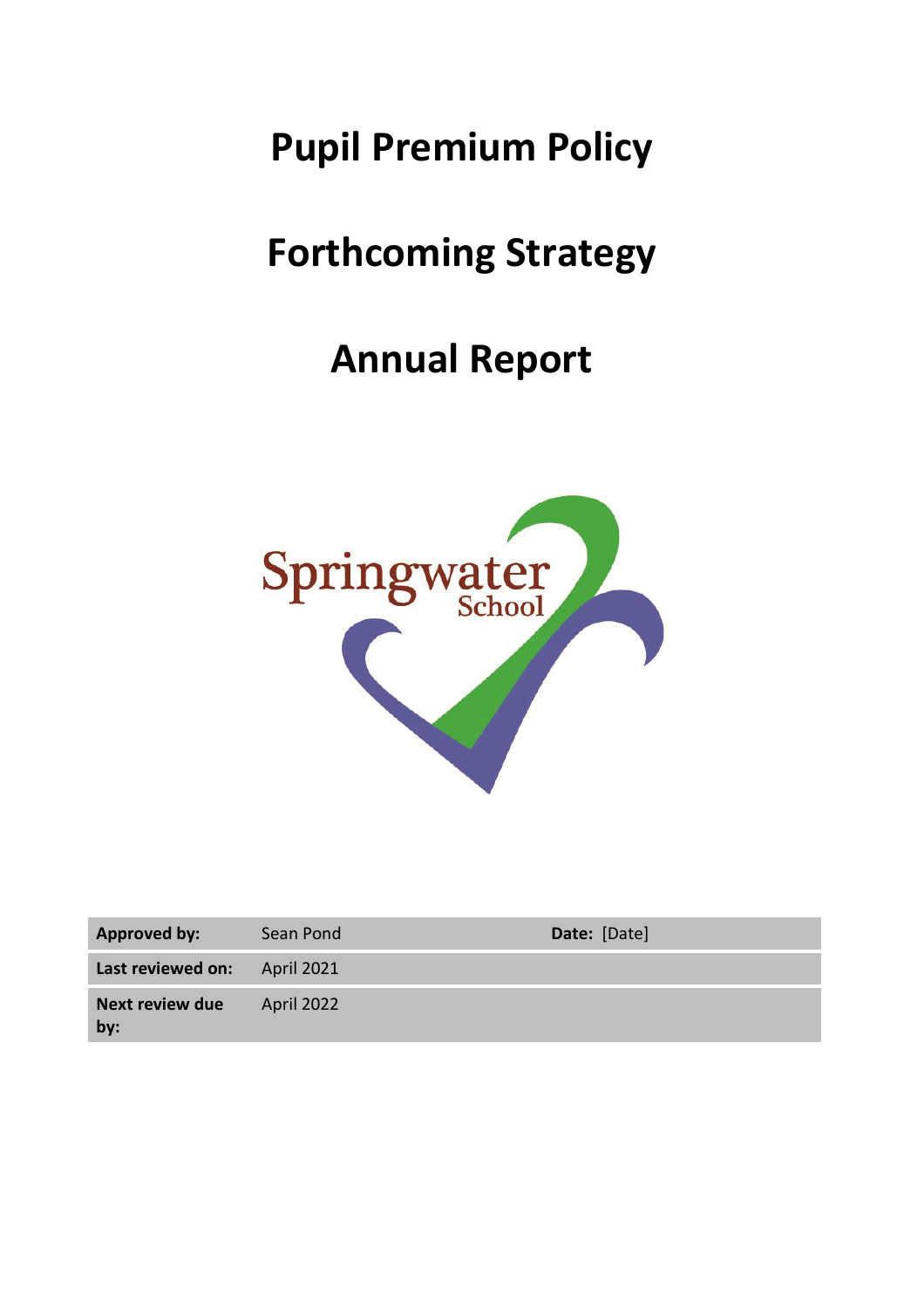# Pupil Premium Policy

# Forthcoming Strategy

# Annual Report

Springwater School

| Approved by: | Sean Pond | Date: [Date] |
|---|---|---|
| Last reviewed on: | April 2021 | |
| Next review due by: | April 2022 | |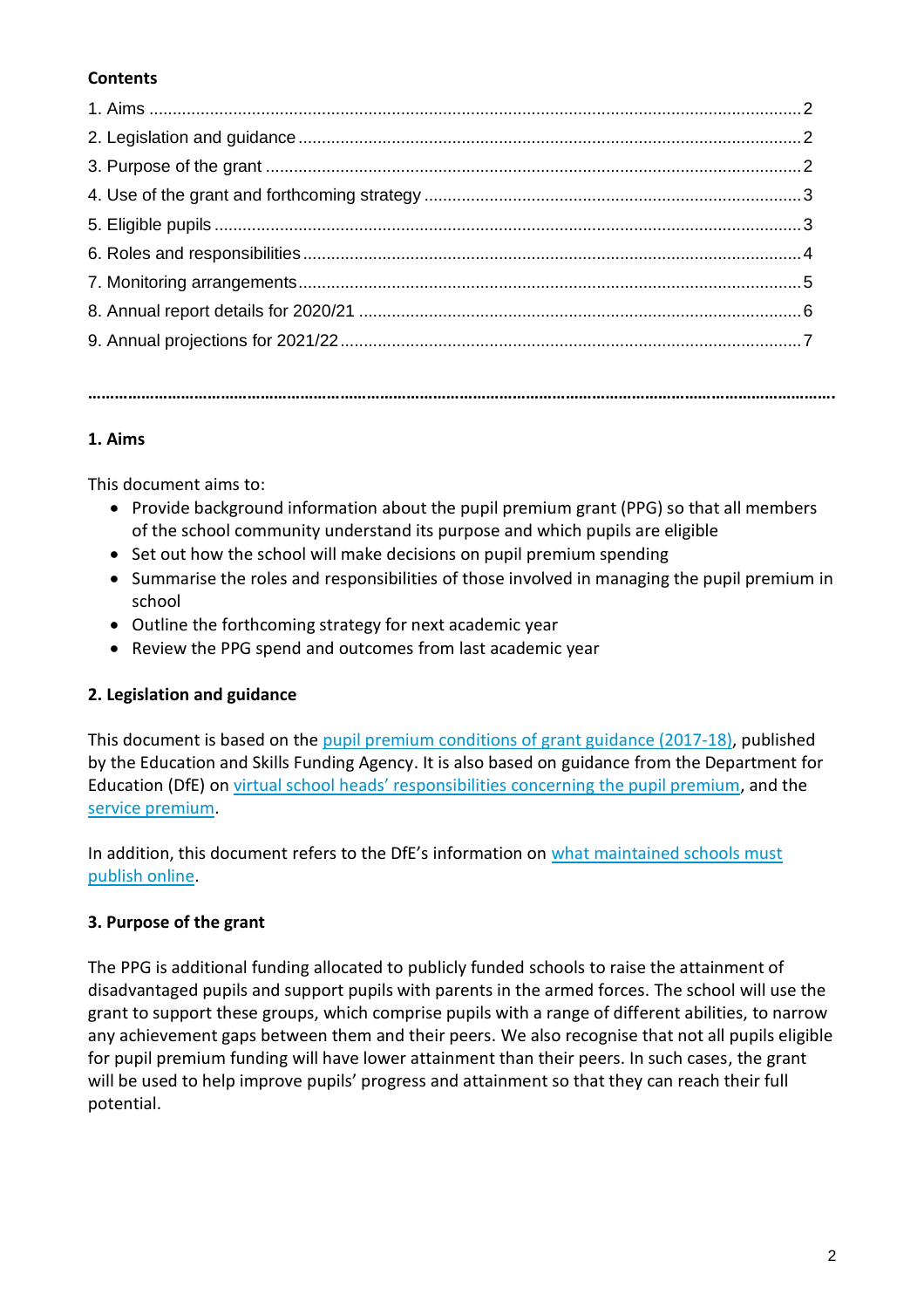**Contents**

1. Aims .......... 2
2. Legislation and guidance .......... 2
3. Purpose of the grant .......... 2
4. Use of the grant and forthcoming strategy .......... 3
5. Eligible pupils .......... 3
6. Roles and responsibilities .......... 4
7. Monitoring arrangements .......... 5
8. Annual report details for 2020/21 .......... 6
9. Annual projections for 2021/22 .......... 7

---

## 1. Aims

This document aims to:

- Provide background information about the pupil premium grant (PPG) so that all members of the school community understand its purpose and which pupils are eligible
- Set out how the school will make decisions on pupil premium spending
- Summarise the roles and responsibilities of those involved in managing the pupil premium in school
- Outline the forthcoming strategy for next academic year
- Review the PPG spend and outcomes from last academic year

## 2. Legislation and guidance

This document is based on the pupil premium conditions of grant guidance (2017-18), published by the Education and Skills Funding Agency. It is also based on guidance from the Department for Education (DfE) on virtual school heads' responsibilities concerning the pupil premium, and the service premium.

In addition, this document refers to the DfE's information on what maintained schools must publish online.

## 3. Purpose of the grant

The PPG is additional funding allocated to publicly funded schools to raise the attainment of disadvantaged pupils and support pupils with parents in the armed forces. The school will use the grant to support these groups, which comprise pupils with a range of different abilities, to narrow any achievement gaps between them and their peers. We also recognise that not all pupils eligible for pupil premium funding will have lower attainment than their peers. In such cases, the grant will be used to help improve pupils' progress and attainment so that they can reach their full potential.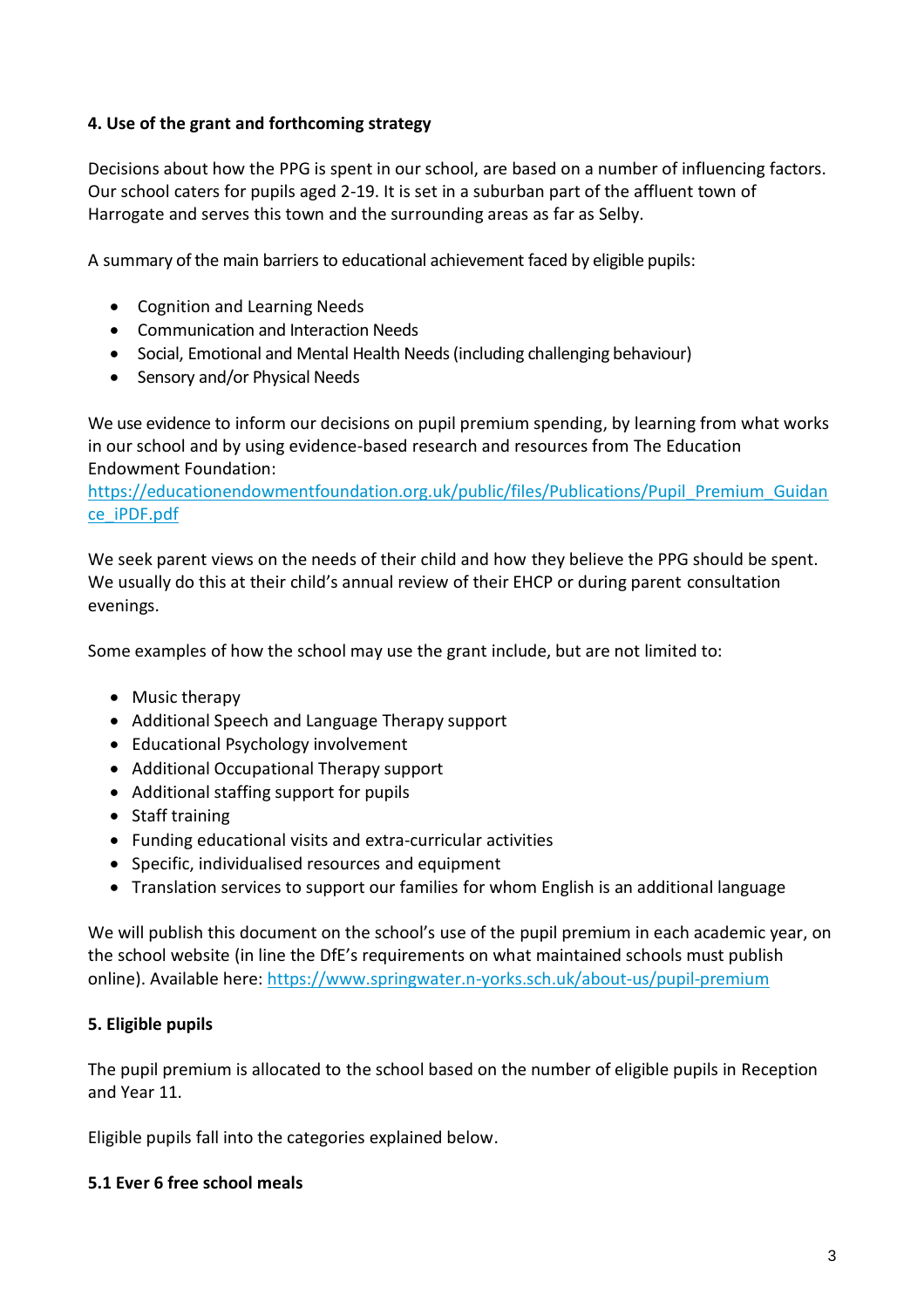### 4. Use of the grant and forthcoming strategy

Decisions about how the PPG is spent in our school, are based on a number of influencing factors. Our school caters for pupils aged 2-19. It is set in a suburban part of the affluent town of Harrogate and serves this town and the surrounding areas as far as Selby.

A summary of the main barriers to educational achievement faced by eligible pupils:

- Cognition and Learning Needs
- Communication and Interaction Needs
- Social, Emotional and Mental Health Needs (including challenging behaviour)
- Sensory and/or Physical Needs

We use evidence to inform our decisions on pupil premium spending, by learning from what works in our school and by using evidence-based research and resources from The Education Endowment Foundation:
https://educationendowmentfoundation.org.uk/public/files/Publications/Pupil_Premium_Guidance_iPDF.pdf

We seek parent views on the needs of their child and how they believe the PPG should be spent. We usually do this at their child's annual review of their EHCP or during parent consultation evenings.

Some examples of how the school may use the grant include, but are not limited to:

- Music therapy
- Additional Speech and Language Therapy support
- Educational Psychology involvement
- Additional Occupational Therapy support
- Additional staffing support for pupils
- Staff training
- Funding educational visits and extra-curricular activities
- Specific, individualised resources and equipment
- Translation services to support our families for whom English is an additional language

We will publish this document on the school's use of the pupil premium in each academic year, on the school website (in line the DfE's requirements on what maintained schools must publish online). Available here: https://www.springwater.n-yorks.sch.uk/about-us/pupil-premium

### 5. Eligible pupils

The pupil premium is allocated to the school based on the number of eligible pupils in Reception and Year 11.

Eligible pupils fall into the categories explained below.

#### 5.1 Ever 6 free school meals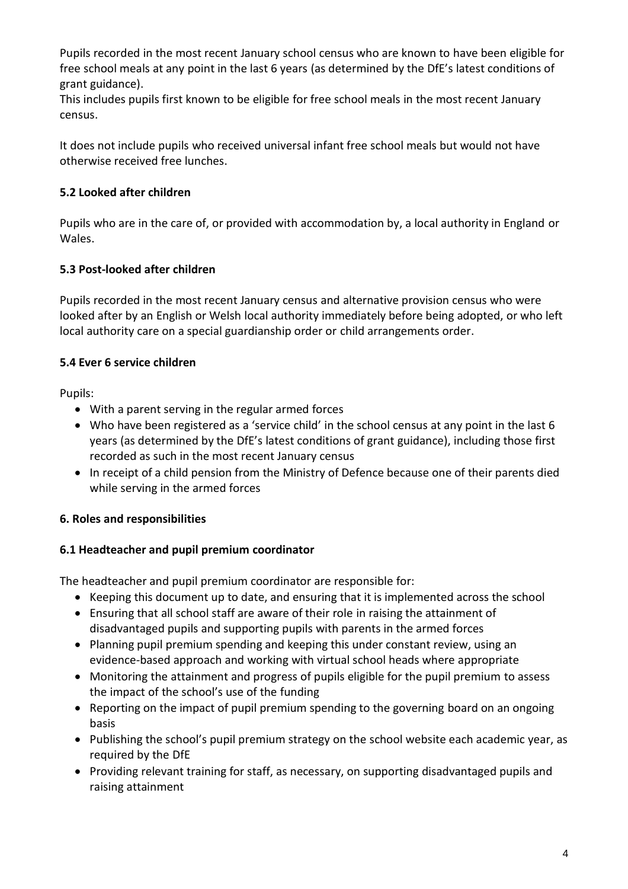Pupils recorded in the most recent January school census who are known to have been eligible for free school meals at any point in the last 6 years (as determined by the DfE's latest conditions of grant guidance).
This includes pupils first known to be eligible for free school meals in the most recent January census.

It does not include pupils who received universal infant free school meals but would not have otherwise received free lunches.

### 5.2 Looked after children

Pupils who are in the care of, or provided with accommodation by, a local authority in England or Wales.

### 5.3 Post-looked after children

Pupils recorded in the most recent January census and alternative provision census who were looked after by an English or Welsh local authority immediately before being adopted, or who left local authority care on a special guardianship order or child arrangements order.

### 5.4 Ever 6 service children

Pupils:

- With a parent serving in the regular armed forces
- Who have been registered as a 'service child' in the school census at any point in the last 6 years (as determined by the DfE's latest conditions of grant guidance), including those first recorded as such in the most recent January census
- In receipt of a child pension from the Ministry of Defence because one of their parents died while serving in the armed forces

## 6. Roles and responsibilities

### 6.1 Headteacher and pupil premium coordinator

The headteacher and pupil premium coordinator are responsible for:

- Keeping this document up to date, and ensuring that it is implemented across the school
- Ensuring that all school staff are aware of their role in raising the attainment of disadvantaged pupils and supporting pupils with parents in the armed forces
- Planning pupil premium spending and keeping this under constant review, using an evidence-based approach and working with virtual school heads where appropriate
- Monitoring the attainment and progress of pupils eligible for the pupil premium to assess the impact of the school's use of the funding
- Reporting on the impact of pupil premium spending to the governing board on an ongoing basis
- Publishing the school's pupil premium strategy on the school website each academic year, as required by the DfE
- Providing relevant training for staff, as necessary, on supporting disadvantaged pupils and raising attainment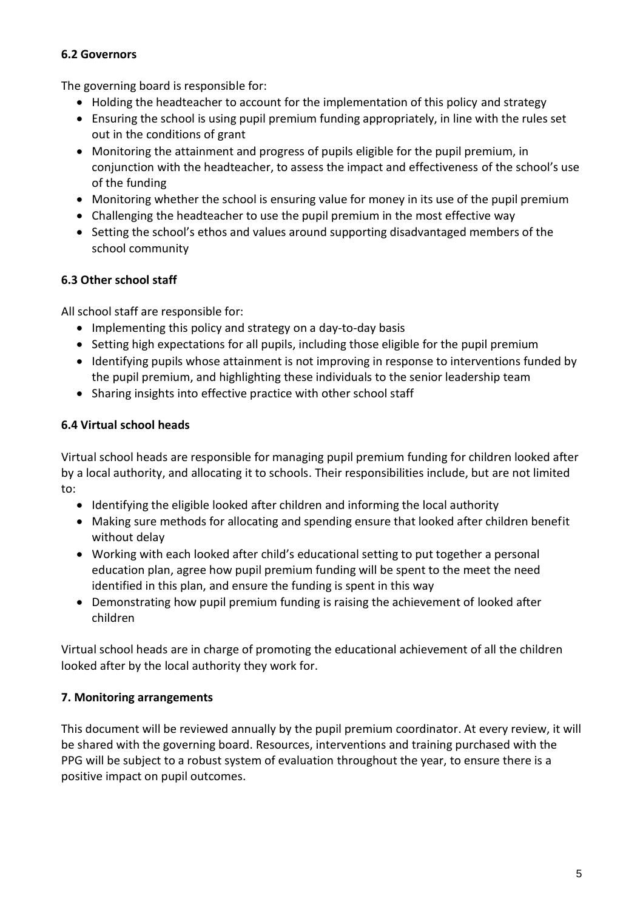### 6.2 Governors

The governing board is responsible for:

- Holding the headteacher to account for the implementation of this policy and strategy
- Ensuring the school is using pupil premium funding appropriately, in line with the rules set out in the conditions of grant
- Monitoring the attainment and progress of pupils eligible for the pupil premium, in conjunction with the headteacher, to assess the impact and effectiveness of the school's use of the funding
- Monitoring whether the school is ensuring value for money in its use of the pupil premium
- Challenging the headteacher to use the pupil premium in the most effective way
- Setting the school's ethos and values around supporting disadvantaged members of the school community

### 6.3 Other school staff

All school staff are responsible for:

- Implementing this policy and strategy on a day-to-day basis
- Setting high expectations for all pupils, including those eligible for the pupil premium
- Identifying pupils whose attainment is not improving in response to interventions funded by the pupil premium, and highlighting these individuals to the senior leadership team
- Sharing insights into effective practice with other school staff

### 6.4 Virtual school heads

Virtual school heads are responsible for managing pupil premium funding for children looked after by a local authority, and allocating it to schools. Their responsibilities include, but are not limited to:

- Identifying the eligible looked after children and informing the local authority
- Making sure methods for allocating and spending ensure that looked after children benefit without delay
- Working with each looked after child's educational setting to put together a personal education plan, agree how pupil premium funding will be spent to the meet the need identified in this plan, and ensure the funding is spent in this way
- Demonstrating how pupil premium funding is raising the achievement of looked after children

Virtual school heads are in charge of promoting the educational achievement of all the children looked after by the local authority they work for.

### 7. Monitoring arrangements

This document will be reviewed annually by the pupil premium coordinator. At every review, it will be shared with the governing board. Resources, interventions and training purchased with the PPG will be subject to a robust system of evaluation throughout the year, to ensure there is a positive impact on pupil outcomes.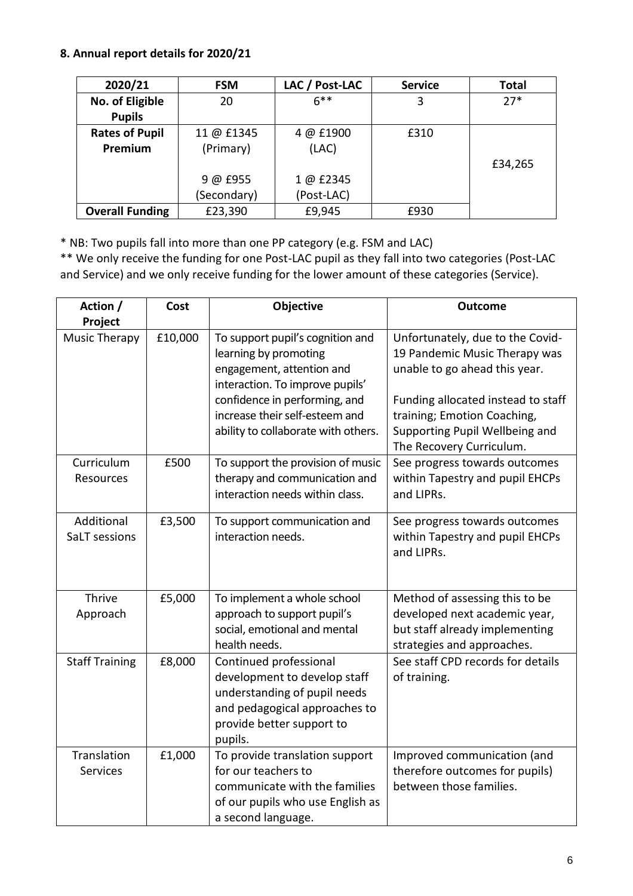**8. Annual report details for 2020/21**

| 2020/21 | FSM | LAC / Post-LAC | Service | Total |
|---|---|---|---|---|
| **No. of Eligible Pupils** | 20 | 6** | 3 | 27* |
| **Rates of Pupil Premium** | 11 @ £1345 (Primary)<br><br>9 @ £955 (Secondary) | 4 @ £1900 (LAC)<br><br>1 @ £2345 (Post-LAC) | £310 | £34,265 |
| **Overall Funding** | £23,390 | £9,945 | £930 | |

\* NB: Two pupils fall into more than one PP category (e.g. FSM and LAC)

** We only receive the funding for one Post-LAC pupil as they fall into two categories (Post-LAC and Service) and we only receive funding for the lower amount of these categories (Service).

| Action / Project | Cost | Objective | Outcome |
|---|---|---|---|
| Music Therapy | £10,000 | To support pupil's cognition and learning by promoting engagement, attention and interaction. To improve pupils' confidence in performing, and increase their self-esteem and ability to collaborate with others. | Unfortunately, due to the Covid-19 Pandemic Music Therapy was unable to go ahead this year.<br><br>Funding allocated instead to staff training; Emotion Coaching, Supporting Pupil Wellbeing and The Recovery Curriculum. |
| Curriculum Resources | £500 | To support the provision of music therapy and communication and interaction needs within class. | See progress towards outcomes within Tapestry and pupil EHCPs and LIPRs. |
| Additional SaLT sessions | £3,500 | To support communication and interaction needs. | See progress towards outcomes within Tapestry and pupil EHCPs and LIPRs. |
| Thrive Approach | £5,000 | To implement a whole school approach to support pupil's social, emotional and mental health needs. | Method of assessing this to be developed next academic year, but staff already implementing strategies and approaches. |
| Staff Training | £8,000 | Continued professional development to develop staff understanding of pupil needs and pedagogical approaches to provide better support to pupils. | See staff CPD records for details of training. |
| Translation Services | £1,000 | To provide translation support for our teachers to communicate with the families of our pupils who use English as a second language. | Improved communication (and therefore outcomes for pupils) between those families. |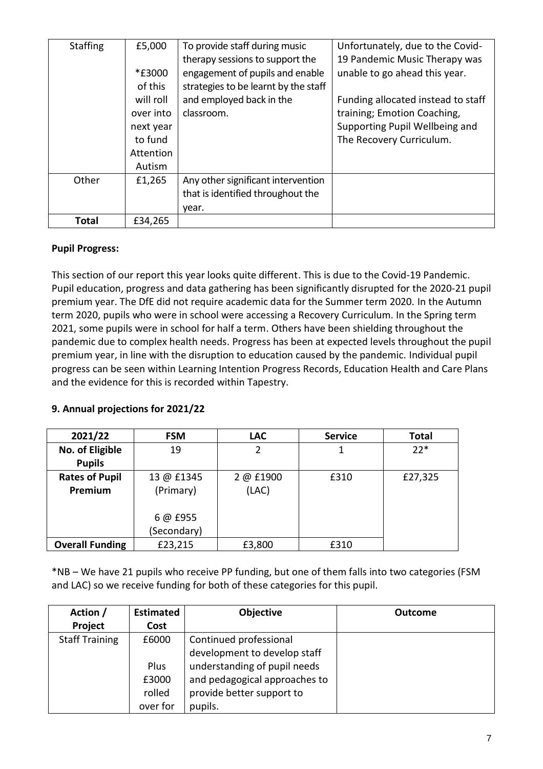| Staffing | £5,000<br><br>*£3000 of this will roll over into next year to fund Attention Autism | To provide staff during music therapy sessions to support the engagement of pupils and enable strategies to be learnt by the staff and employed back in the classroom. | Unfortunately, due to the Covid-19 Pandemic Music Therapy was unable to go ahead this year.<br><br>Funding allocated instead to staff training; Emotion Coaching, Supporting Pupil Wellbeing and The Recovery Curriculum. |
|---|---|---|---|
| Other | £1,265 | Any other significant intervention that is identified throughout the year. | |
| **Total** | £34,265 | | |

**Pupil Progress:**

This section of our report this year looks quite different. This is due to the Covid-19 Pandemic. Pupil education, progress and data gathering has been significantly disrupted for the 2020-21 pupil premium year. The DfE did not require academic data for the Summer term 2020. In the Autumn term 2020, pupils who were in school were accessing a Recovery Curriculum. In the Spring term 2021, some pupils were in school for half a term. Others have been shielding throughout the pandemic due to complex health needs. Progress has been at expected levels throughout the pupil premium year, in line with the disruption to education caused by the pandemic. Individual pupil progress can be seen within Learning Intention Progress Records, Education Health and Care Plans and the evidence for this is recorded within Tapestry.

## 9. Annual projections for 2021/22

| 2021/22 | FSM | LAC | Service | Total |
|---|---|---|---|---|
| **No. of Eligible Pupils** | 19 | 2 | 1 | 22* |
| **Rates of Pupil Premium** | 13 @ £1345 (Primary)<br><br>6 @ £955 (Secondary) | 2 @ £1900 (LAC) | £310 | £27,325 |
| **Overall Funding** | £23,215 | £3,800 | £310 | |

*NB – We have 21 pupils who receive PP funding, but one of them falls into two categories (FSM and LAC) so we receive funding for both of these categories for this pupil.

| Action / Project | Estimated Cost | Objective | Outcome |
|---|---|---|---|
| Staff Training | £6000<br><br>Plus £3000 rolled over for | Continued professional development to develop staff understanding of pupil needs and pedagogical approaches to provide better support to pupils. | |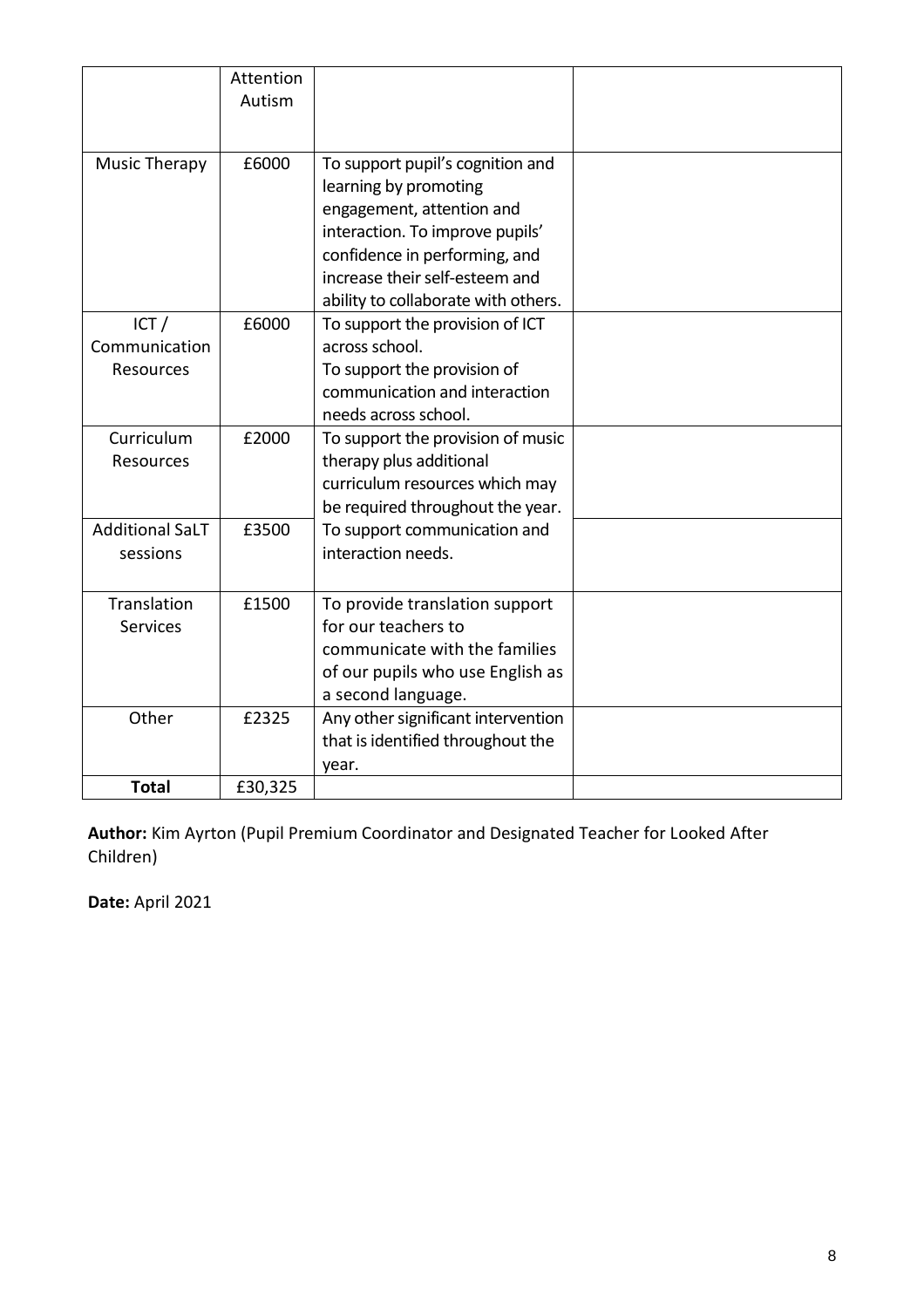| | | | |
|---|---|---|---|
| | Attention Autism | | |
| Music Therapy | £6000 | To support pupil's cognition and learning by promoting engagement, attention and interaction. To improve pupils' confidence in performing, and increase their self-esteem and ability to collaborate with others. | |
| ICT / Communication Resources | £6000 | To support the provision of ICT across school. To support the provision of communication and interaction needs across school. | |
| Curriculum Resources | £2000 | To support the provision of music therapy plus additional curriculum resources which may be required throughout the year. | |
| Additional SaLT sessions | £3500 | To support communication and interaction needs. | |
| Translation Services | £1500 | To provide translation support for our teachers to communicate with the families of our pupils who use English as a second language. | |
| Other | £2325 | Any other significant intervention that is identified throughout the year. | |
| **Total** | £30,325 | | |

**Author:** Kim Ayrton (Pupil Premium Coordinator and Designated Teacher for Looked After Children)

**Date:** April 2021